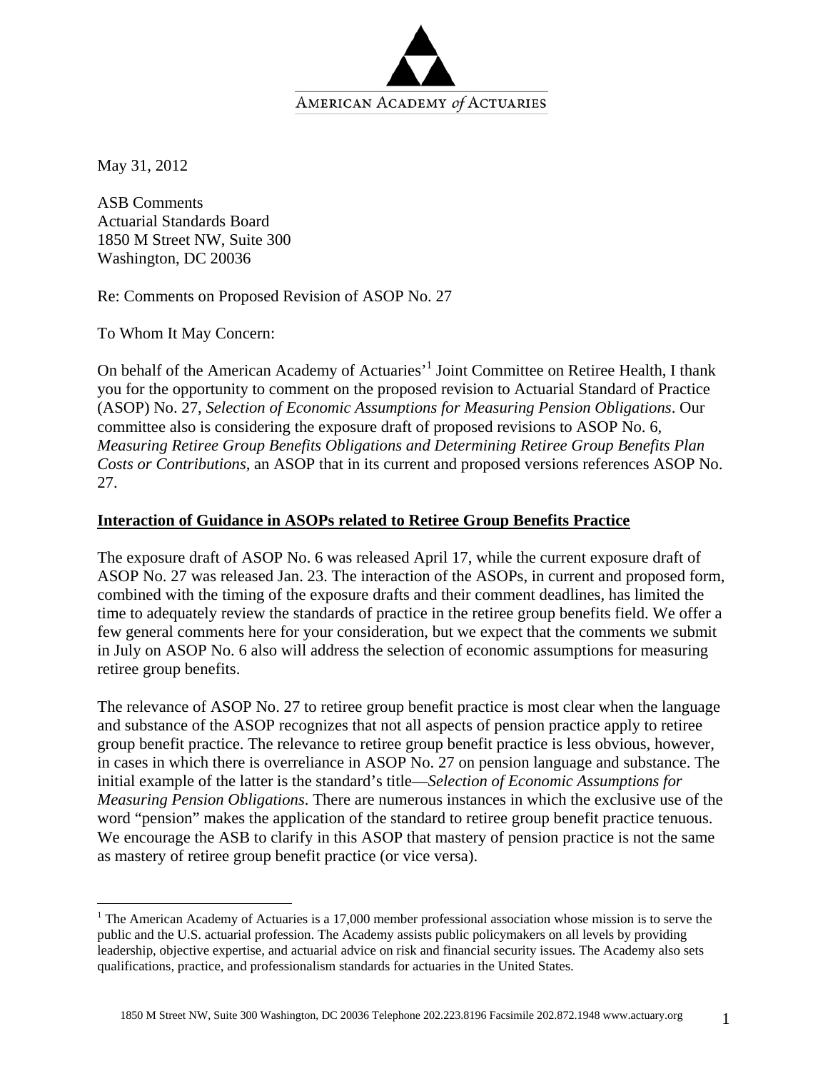AMERICAN ACADEMY *of* ACTUARIES

May 31, 2012

ASB Comments
Actuarial Standards Board
1850 M Street NW, Suite 300
Washington, DC 20036

Re: Comments on Proposed Revision of ASOP No. 27

To Whom It May Concern:

On behalf of the American Academy of Actuaries'[1] Joint Committee on Retiree Health, I thank you for the opportunity to comment on the proposed revision to Actuarial Standard of Practice (ASOP) No. 27, *Selection of Economic Assumptions for Measuring Pension Obligations*. Our committee also is considering the exposure draft of proposed revisions to ASOP No. 6, *Measuring Retiree Group Benefits Obligations and Determining Retiree Group Benefits Plan Costs or Contributions,* an ASOP that in its current and proposed versions references ASOP No. 27.

**Interaction of Guidance in ASOPs related to Retiree Group Benefits Practice**

The exposure draft of ASOP No. 6 was released April 17, while the current exposure draft of ASOP No. 27 was released Jan. 23. The interaction of the ASOPs, in current and proposed form, combined with the timing of the exposure drafts and their comment deadlines, has limited the time to adequately review the standards of practice in the retiree group benefits field. We offer a few general comments here for your consideration, but we expect that the comments we submit in July on ASOP No. 6 also will address the selection of economic assumptions for measuring retiree group benefits.

The relevance of ASOP No. 27 to retiree group benefit practice is most clear when the language and substance of the ASOP recognizes that not all aspects of pension practice apply to retiree group benefit practice. The relevance to retiree group benefit practice is less obvious, however, in cases in which there is overreliance in ASOP No. 27 on pension language and substance. The initial example of the latter is the standard's title—*Selection of Economic Assumptions for Measuring Pension Obligations*. There are numerous instances in which the exclusive use of the word "pension" makes the application of the standard to retiree group benefit practice tenuous. We encourage the ASB to clarify in this ASOP that mastery of pension practice is not the same as mastery of retiree group benefit practice (or vice versa).

[1] The American Academy of Actuaries is a 17,000 member professional association whose mission is to serve the public and the U.S. actuarial profession. The Academy assists public policymakers on all levels by providing leadership, objective expertise, and actuarial advice on risk and financial security issues. The Academy also sets qualifications, practice, and professionalism standards for actuaries in the United States.

1850 M Street NW, Suite 300 Washington, DC 20036 Telephone 202.223.8196 Facsimile 202.872.1948 www.actuary.org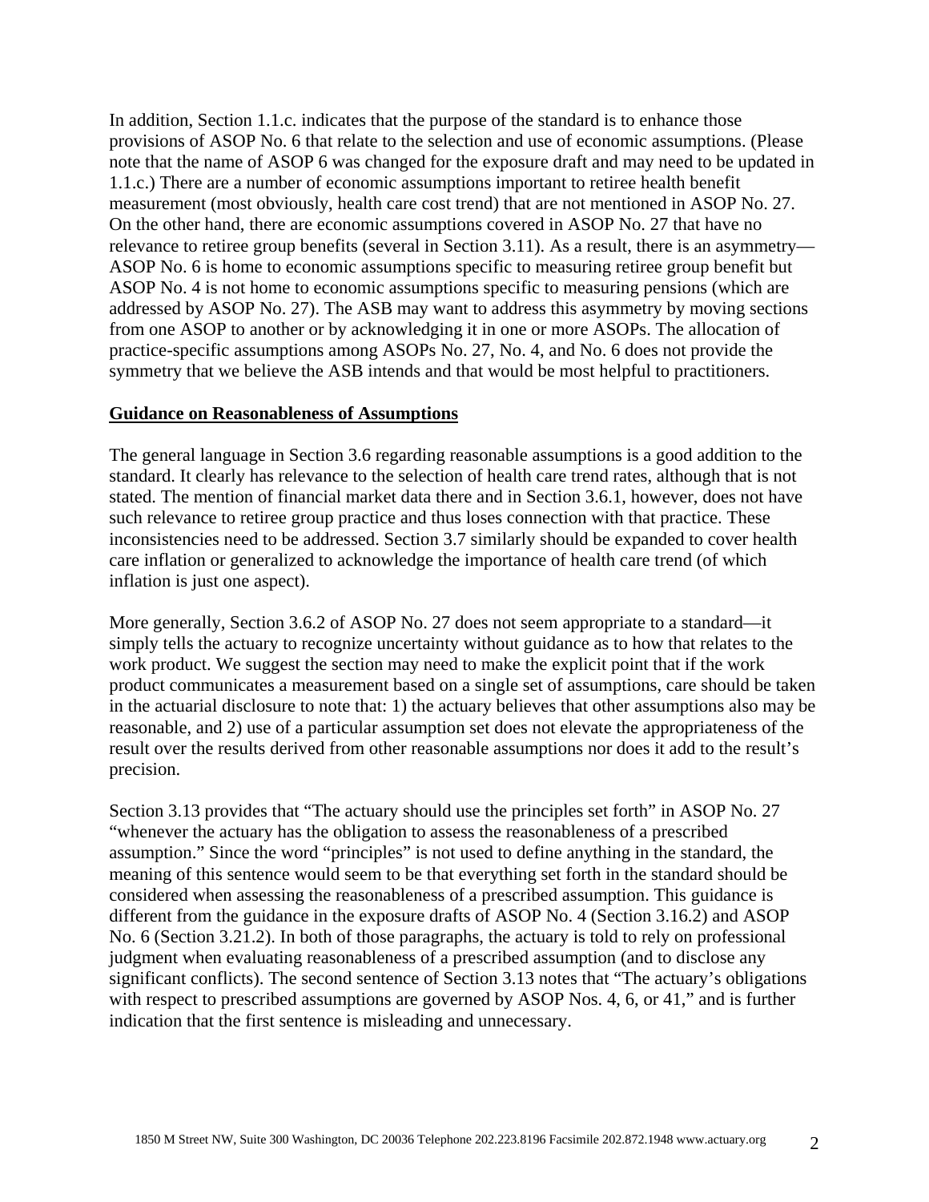In addition, Section 1.1.c. indicates that the purpose of the standard is to enhance those provisions of ASOP No. 6 that relate to the selection and use of economic assumptions. (Please note that the name of ASOP 6 was changed for the exposure draft and may need to be updated in 1.1.c.) There are a number of economic assumptions important to retiree health benefit measurement (most obviously, health care cost trend) that are not mentioned in ASOP No. 27. On the other hand, there are economic assumptions covered in ASOP No. 27 that have no relevance to retiree group benefits (several in Section 3.11). As a result, there is an asymmetry—ASOP No. 6 is home to economic assumptions specific to measuring retiree group benefit but ASOP No. 4 is not home to economic assumptions specific to measuring pensions (which are addressed by ASOP No. 27). The ASB may want to address this asymmetry by moving sections from one ASOP to another or by acknowledging it in one or more ASOPs. The allocation of practice-specific assumptions among ASOPs No. 27, No. 4, and No. 6 does not provide the symmetry that we believe the ASB intends and that would be most helpful to practitioners.

**Guidance on Reasonableness of Assumptions**

The general language in Section 3.6 regarding reasonable assumptions is a good addition to the standard. It clearly has relevance to the selection of health care trend rates, although that is not stated. The mention of financial market data there and in Section 3.6.1, however, does not have such relevance to retiree group practice and thus loses connection with that practice. These inconsistencies need to be addressed. Section 3.7 similarly should be expanded to cover health care inflation or generalized to acknowledge the importance of health care trend (of which inflation is just one aspect).

More generally, Section 3.6.2 of ASOP No. 27 does not seem appropriate to a standard—it simply tells the actuary to recognize uncertainty without guidance as to how that relates to the work product. We suggest the section may need to make the explicit point that if the work product communicates a measurement based on a single set of assumptions, care should be taken in the actuarial disclosure to note that: 1) the actuary believes that other assumptions also may be reasonable, and 2) use of a particular assumption set does not elevate the appropriateness of the result over the results derived from other reasonable assumptions nor does it add to the result's precision.

Section 3.13 provides that "The actuary should use the principles set forth" in ASOP No. 27 "whenever the actuary has the obligation to assess the reasonableness of a prescribed assumption." Since the word "principles" is not used to define anything in the standard, the meaning of this sentence would seem to be that everything set forth in the standard should be considered when assessing the reasonableness of a prescribed assumption. This guidance is different from the guidance in the exposure drafts of ASOP No. 4 (Section 3.16.2) and ASOP No. 6 (Section 3.21.2). In both of those paragraphs, the actuary is told to rely on professional judgment when evaluating reasonableness of a prescribed assumption (and to disclose any significant conflicts). The second sentence of Section 3.13 notes that "The actuary's obligations with respect to prescribed assumptions are governed by ASOP Nos. 4, 6, or 41," and is further indication that the first sentence is misleading and unnecessary.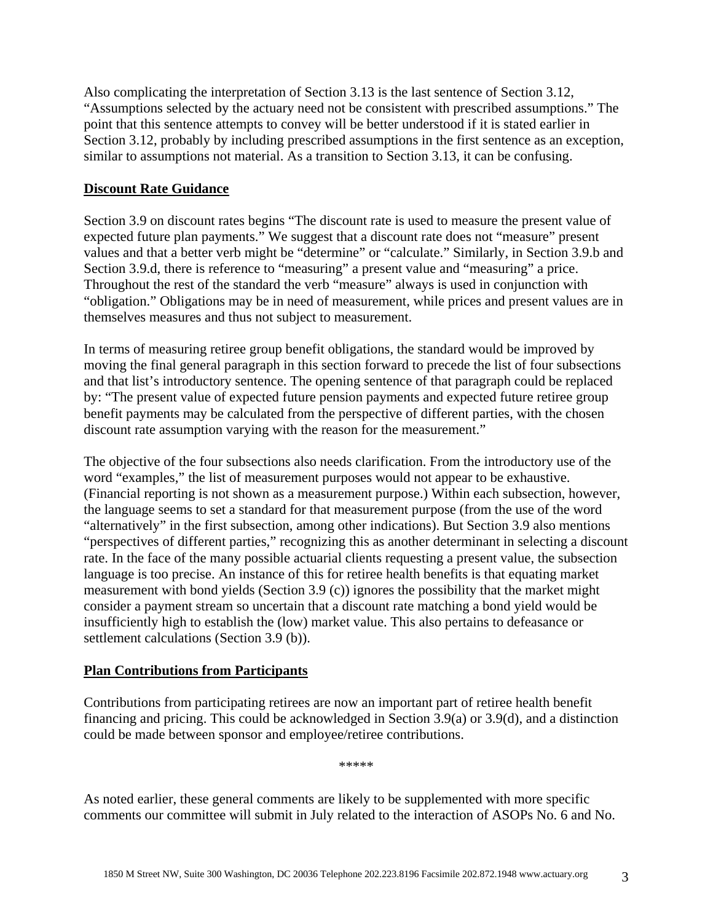Also complicating the interpretation of Section 3.13 is the last sentence of Section 3.12, "Assumptions selected by the actuary need not be consistent with prescribed assumptions." The point that this sentence attempts to convey will be better understood if it is stated earlier in Section 3.12, probably by including prescribed assumptions in the first sentence as an exception, similar to assumptions not material. As a transition to Section 3.13, it can be confusing.

## Discount Rate Guidance

Section 3.9 on discount rates begins "The discount rate is used to measure the present value of expected future plan payments." We suggest that a discount rate does not "measure" present values and that a better verb might be "determine" or "calculate." Similarly, in Section 3.9.b and Section 3.9.d, there is reference to "measuring" a present value and "measuring" a price. Throughout the rest of the standard the verb "measure" always is used in conjunction with "obligation." Obligations may be in need of measurement, while prices and present values are in themselves measures and thus not subject to measurement.

In terms of measuring retiree group benefit obligations, the standard would be improved by moving the final general paragraph in this section forward to precede the list of four subsections and that list's introductory sentence. The opening sentence of that paragraph could be replaced by: "The present value of expected future pension payments and expected future retiree group benefit payments may be calculated from the perspective of different parties, with the chosen discount rate assumption varying with the reason for the measurement."

The objective of the four subsections also needs clarification. From the introductory use of the word "examples," the list of measurement purposes would not appear to be exhaustive. (Financial reporting is not shown as a measurement purpose.) Within each subsection, however, the language seems to set a standard for that measurement purpose (from the use of the word "alternatively" in the first subsection, among other indications). But Section 3.9 also mentions "perspectives of different parties," recognizing this as another determinant in selecting a discount rate. In the face of the many possible actuarial clients requesting a present value, the subsection language is too precise. An instance of this for retiree health benefits is that equating market measurement with bond yields (Section 3.9 (c)) ignores the possibility that the market might consider a payment stream so uncertain that a discount rate matching a bond yield would be insufficiently high to establish the (low) market value. This also pertains to defeasance or settlement calculations (Section 3.9 (b)).

## Plan Contributions from Participants

Contributions from participating retirees are now an important part of retiree health benefit financing and pricing. This could be acknowledged in Section 3.9(a) or 3.9(d), and a distinction could be made between sponsor and employee/retiree contributions.

*****

As noted earlier, these general comments are likely to be supplemented with more specific comments our committee will submit in July related to the interaction of ASOPs No. 6 and No.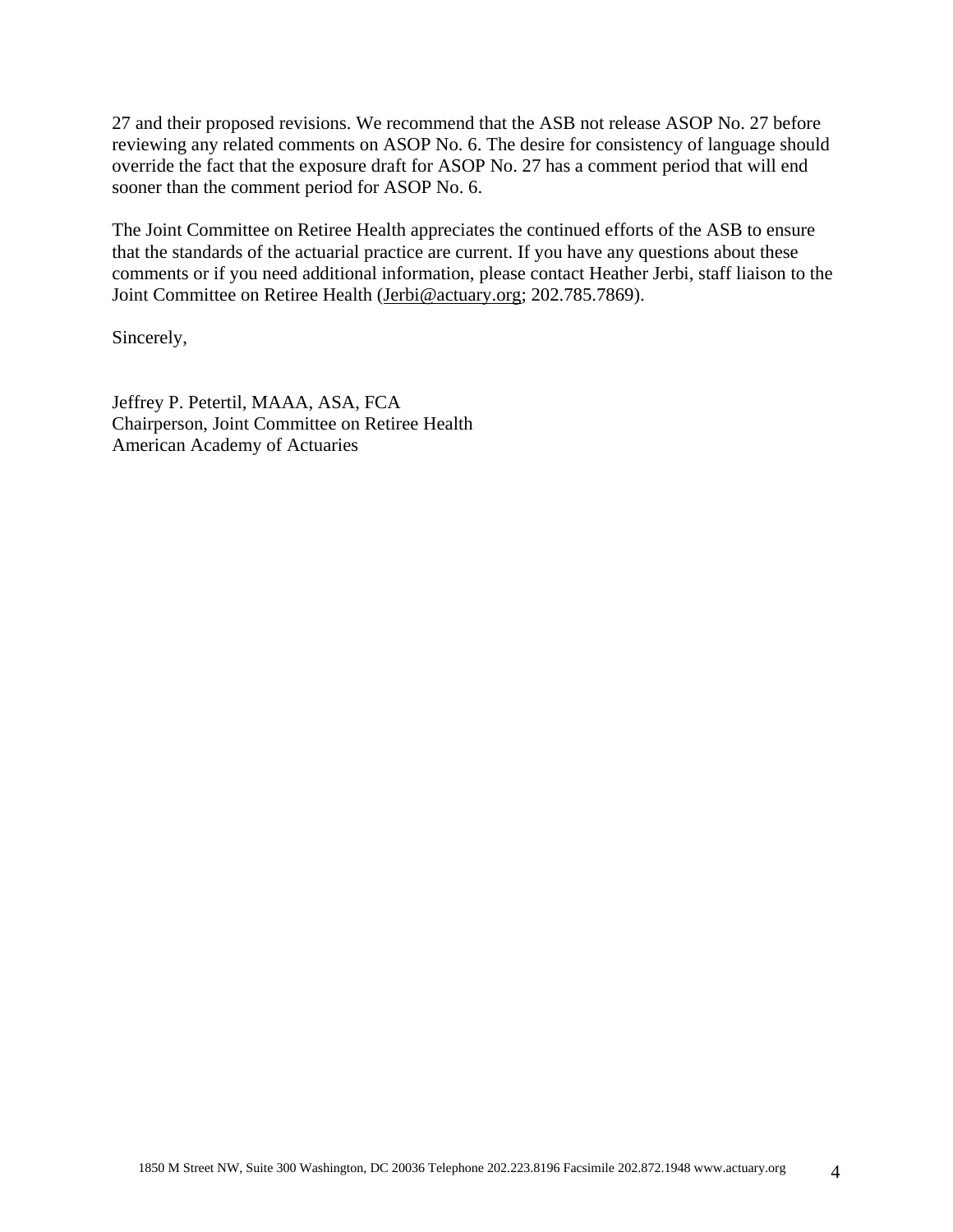27 and their proposed revisions. We recommend that the ASB not release ASOP No. 27 before reviewing any related comments on ASOP No. 6. The desire for consistency of language should override the fact that the exposure draft for ASOP No. 27 has a comment period that will end sooner than the comment period for ASOP No. 6.

The Joint Committee on Retiree Health appreciates the continued efforts of the ASB to ensure that the standards of the actuarial practice are current. If you have any questions about these comments or if you need additional information, please contact Heather Jerbi, staff liaison to the Joint Committee on Retiree Health (Jerbi@actuary.org; 202.785.7869).

Sincerely,

Jeffrey P. Petertil, MAAA, ASA, FCA
Chairperson, Joint Committee on Retiree Health
American Academy of Actuaries